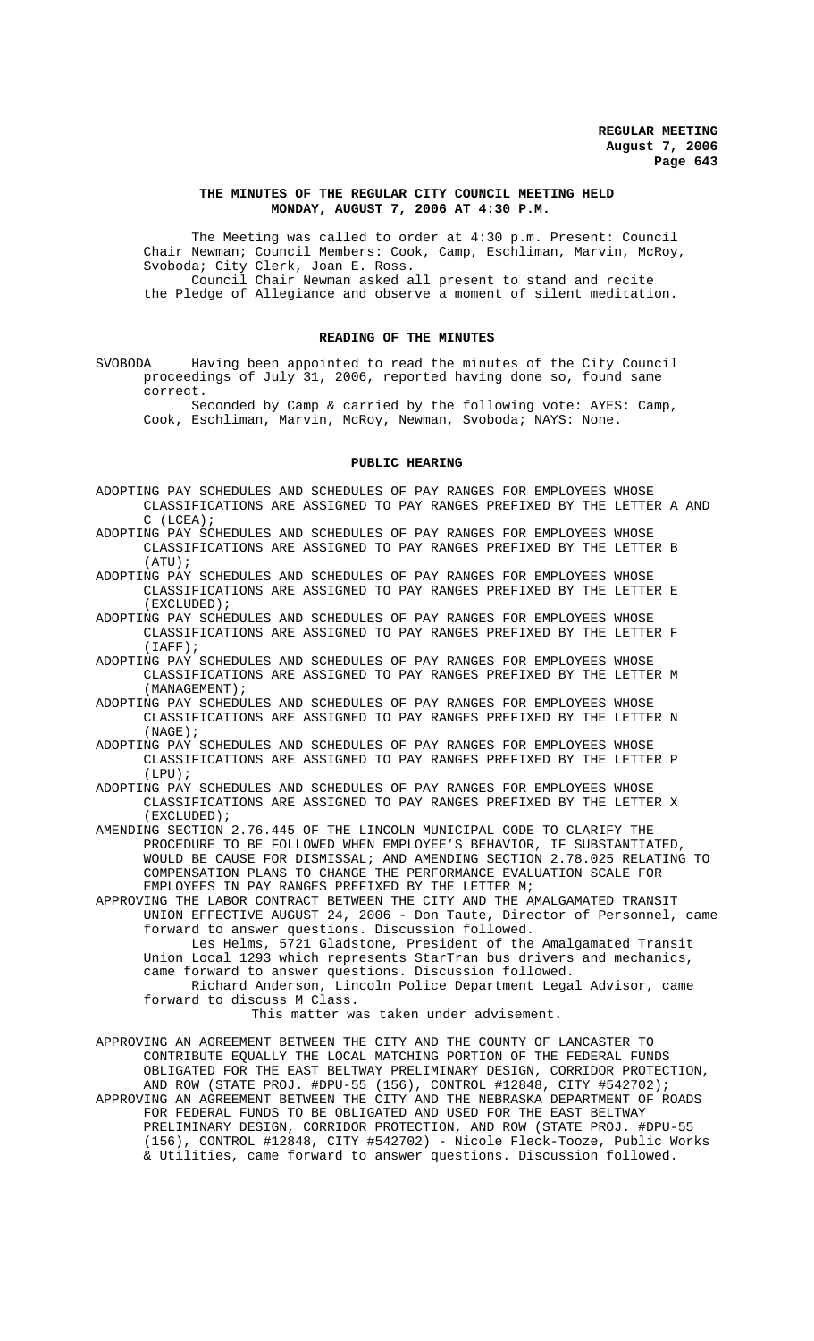# THE MINUTES OF THE REGULAR CITY COUNCIL MEETING HELD MONDAY, AUGUST 7, 2006 AT 4:30 P.M.

The Meeting was called to order at 4:30 p.m. Present: Council Chair Newman; Council Members: Cook, Camp, Eschliman, Marvin, McRoy, Svoboda; City Clerk, Joan E. Ross.

Council Chair Newman asked all present to stand and recite the Pledge of Allegiance and observe a moment of silent meditation.

## READING OF THE MINUTES

SVOBODA Having been appointed to read the minutes of the City Council proceedings of July 31, 2006, reported having done so, found same correct.

Seconded by Camp & carried by the following vote: AYES: Camp, Cook, Eschliman, Marvin, McRoy, Newman, Svoboda; NAYS: None.

## PUBLIC HEARING

ADOPTING PAY SCHEDULES AND SCHEDULES OF PAY RANGES FOR EMPLOYEES WHOSE CLASSIFICATIONS ARE ASSIGNED TO PAY RANGES PREFIXED BY THE LETTER A AND C (LCEA);

ADOPTING PAY SCHEDULES AND SCHEDULES OF PAY RANGES FOR EMPLOYEES WHOSE CLASSIFICATIONS ARE ASSIGNED TO PAY RANGES PREFIXED BY THE LETTER B (ATU);

ADOPTING PAY SCHEDULES AND SCHEDULES OF PAY RANGES FOR EMPLOYEES WHOSE CLASSIFICATIONS ARE ASSIGNED TO PAY RANGES PREFIXED BY THE LETTER E (EXCLUDED);

ADOPTING PAY SCHEDULES AND SCHEDULES OF PAY RANGES FOR EMPLOYEES WHOSE CLASSIFICATIONS ARE ASSIGNED TO PAY RANGES PREFIXED BY THE LETTER F (IAFF);

ADOPTING PAY SCHEDULES AND SCHEDULES OF PAY RANGES FOR EMPLOYEES WHOSE CLASSIFICATIONS ARE ASSIGNED TO PAY RANGES PREFIXED BY THE LETTER M (MANAGEMENT);

ADOPTING PAY SCHEDULES AND SCHEDULES OF PAY RANGES FOR EMPLOYEES WHOSE CLASSIFICATIONS ARE ASSIGNED TO PAY RANGES PREFIXED BY THE LETTER N (NAGE);

ADOPTING PAY SCHEDULES AND SCHEDULES OF PAY RANGES FOR EMPLOYEES WHOSE CLASSIFICATIONS ARE ASSIGNED TO PAY RANGES PREFIXED BY THE LETTER P (LPU);

ADOPTING PAY SCHEDULES AND SCHEDULES OF PAY RANGES FOR EMPLOYEES WHOSE CLASSIFICATIONS ARE ASSIGNED TO PAY RANGES PREFIXED BY THE LETTER X (EXCLUDED);

AMENDING SECTION 2.76.445 OF THE LINCOLN MUNICIPAL CODE TO CLARIFY THE PROCEDURE TO BE FOLLOWED WHEN EMPLOYEE'S BEHAVIOR, IF SUBSTANTIATED, WOULD BE CAUSE FOR DISMISSAL; AND AMENDING SECTION 2.78.025 RELATING TO COMPENSATION PLANS TO CHANGE THE PERFORMANCE EVALUATION SCALE FOR EMPLOYEES IN PAY RANGES PREFIXED BY THE LETTER M;

APPROVING THE LABOR CONTRACT BETWEEN THE CITY AND THE AMALGAMATED TRANSIT UNION EFFECTIVE AUGUST 24, 2006 - Don Taute, Director of Personnel, came forward to answer questions. Discussion followed.

Les Helms, 5721 Gladstone, President of the Amalgamated Transit Union Local 1293 which represents StarTran bus drivers and mechanics, came forward to answer questions. Discussion followed.

Richard Anderson, Lincoln Police Department Legal Advisor, came forward to discuss M Class.

This matter was taken under advisement.

APPROVING AN AGREEMENT BETWEEN THE CITY AND THE COUNTY OF LANCASTER TO CONTRIBUTE EQUALLY THE LOCAL MATCHING PORTION OF THE FEDERAL FUNDS OBLIGATED FOR THE EAST BELTWAY PRELIMINARY DESIGN, CORRIDOR PROTECTION, AND ROW (STATE PROJ. #DPU-55 (156), CONTROL #12848, CITY #542702);

APPROVING AN AGREEMENT BETWEEN THE CITY AND THE NEBRASKA DEPARTMENT OF ROADS FOR FEDERAL FUNDS TO BE OBLIGATED AND USED FOR THE EAST BELTWAY PRELIMINARY DESIGN, CORRIDOR PROTECTION, AND ROW (STATE PROJ. #DPU-55 (156), CONTROL #12848, CITY #542702) - Nicole Fleck-Tooze, Public Works & Utilities, came forward to answer questions. Discussion followed.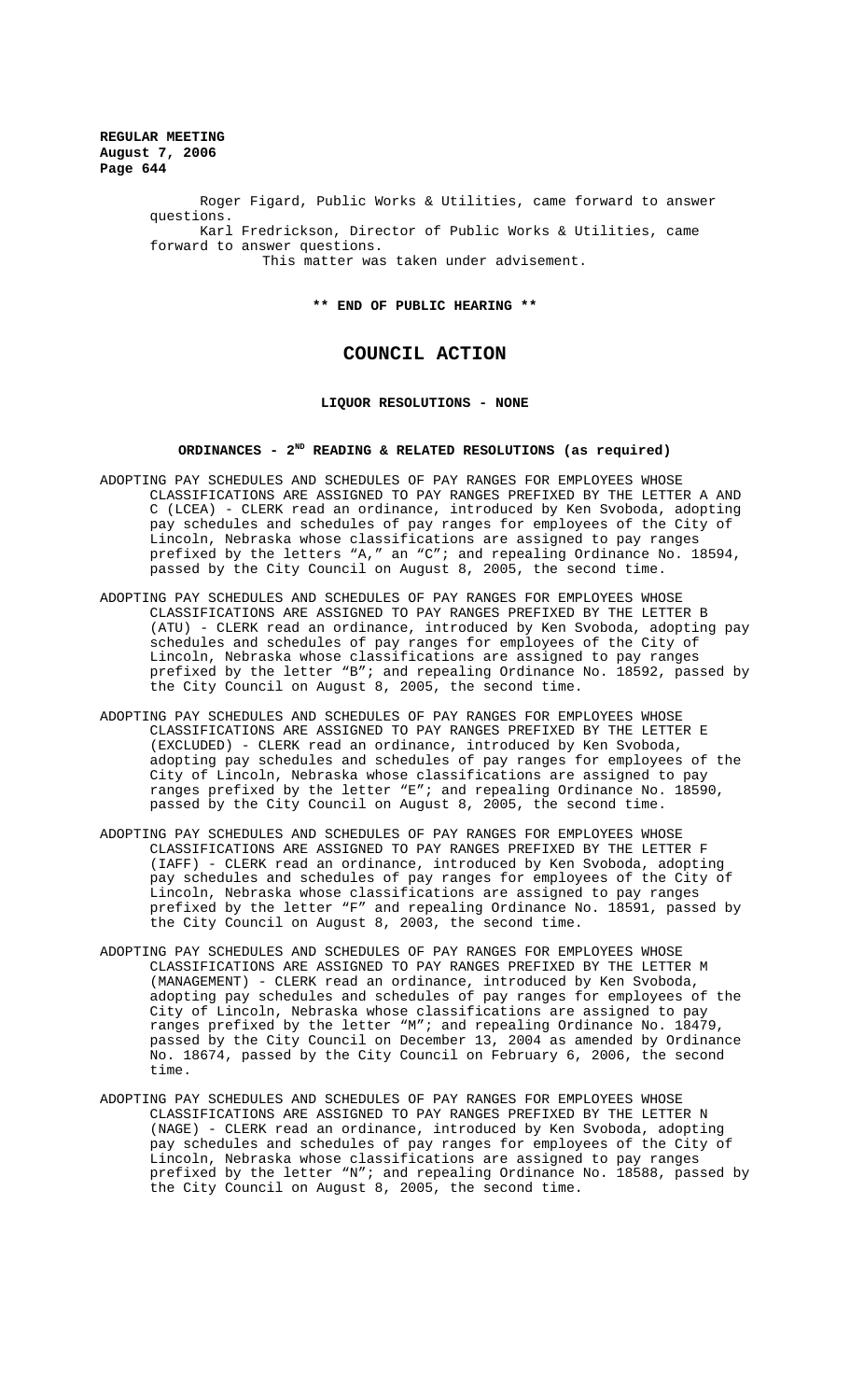Roger Figard, Public Works & Utilities, came forward to answer questions.

Karl Fredrickson, Director of Public Works & Utilities, came forward to answer questions.

This matter was taken under advisement.

**\*\* END OF PUBLIC HEARING \*\***

## COUNCIL ACTION

**LIQUOR RESOLUTIONS - NONE**

**ORDINANCES - 2ND READING & RELATED RESOLUTIONS (as required)**

ADOPTING PAY SCHEDULES AND SCHEDULES OF PAY RANGES FOR EMPLOYEES WHOSE CLASSIFICATIONS ARE ASSIGNED TO PAY RANGES PREFIXED BY THE LETTER A AND C (LCEA) - CLERK read an ordinance, introduced by Ken Svoboda, adopting pay schedules and schedules of pay ranges for employees of the City of Lincoln, Nebraska whose classifications are assigned to pay ranges prefixed by the letters "A," an "C"; and repealing Ordinance No. 18594, passed by the City Council on August 8, 2005, the second time.

ADOPTING PAY SCHEDULES AND SCHEDULES OF PAY RANGES FOR EMPLOYEES WHOSE CLASSIFICATIONS ARE ASSIGNED TO PAY RANGES PREFIXED BY THE LETTER B (ATU) - CLERK read an ordinance, introduced by Ken Svoboda, adopting pay schedules and schedules of pay ranges for employees of the City of Lincoln, Nebraska whose classifications are assigned to pay ranges prefixed by the letter "B"; and repealing Ordinance No. 18592, passed by the City Council on August 8, 2005, the second time.

ADOPTING PAY SCHEDULES AND SCHEDULES OF PAY RANGES FOR EMPLOYEES WHOSE CLASSIFICATIONS ARE ASSIGNED TO PAY RANGES PREFIXED BY THE LETTER E (EXCLUDED) - CLERK read an ordinance, introduced by Ken Svoboda, adopting pay schedules and schedules of pay ranges for employees of the City of Lincoln, Nebraska whose classifications are assigned to pay ranges prefixed by the letter "E"; and repealing Ordinance No. 18590, passed by the City Council on August 8, 2005, the second time.

ADOPTING PAY SCHEDULES AND SCHEDULES OF PAY RANGES FOR EMPLOYEES WHOSE CLASSIFICATIONS ARE ASSIGNED TO PAY RANGES PREFIXED BY THE LETTER F (IAFF) - CLERK read an ordinance, introduced by Ken Svoboda, adopting pay schedules and schedules of pay ranges for employees of the City of Lincoln, Nebraska whose classifications are assigned to pay ranges prefixed by the letter "F" and repealing Ordinance No. 18591, passed by the City Council on August 8, 2003, the second time.

ADOPTING PAY SCHEDULES AND SCHEDULES OF PAY RANGES FOR EMPLOYEES WHOSE CLASSIFICATIONS ARE ASSIGNED TO PAY RANGES PREFIXED BY THE LETTER M (MANAGEMENT) - CLERK read an ordinance, introduced by Ken Svoboda, adopting pay schedules and schedules of pay ranges for employees of the City of Lincoln, Nebraska whose classifications are assigned to pay ranges prefixed by the letter "M"; and repealing Ordinance No. 18479, passed by the City Council on December 13, 2004 as amended by Ordinance No. 18674, passed by the City Council on February 6, 2006, the second time.

ADOPTING PAY SCHEDULES AND SCHEDULES OF PAY RANGES FOR EMPLOYEES WHOSE CLASSIFICATIONS ARE ASSIGNED TO PAY RANGES PREFIXED BY THE LETTER N (NAGE) - CLERK read an ordinance, introduced by Ken Svoboda, adopting pay schedules and schedules of pay ranges for employees of the City of Lincoln, Nebraska whose classifications are assigned to pay ranges prefixed by the letter "N"; and repealing Ordinance No. 18588, passed by the City Council on August 8, 2005, the second time.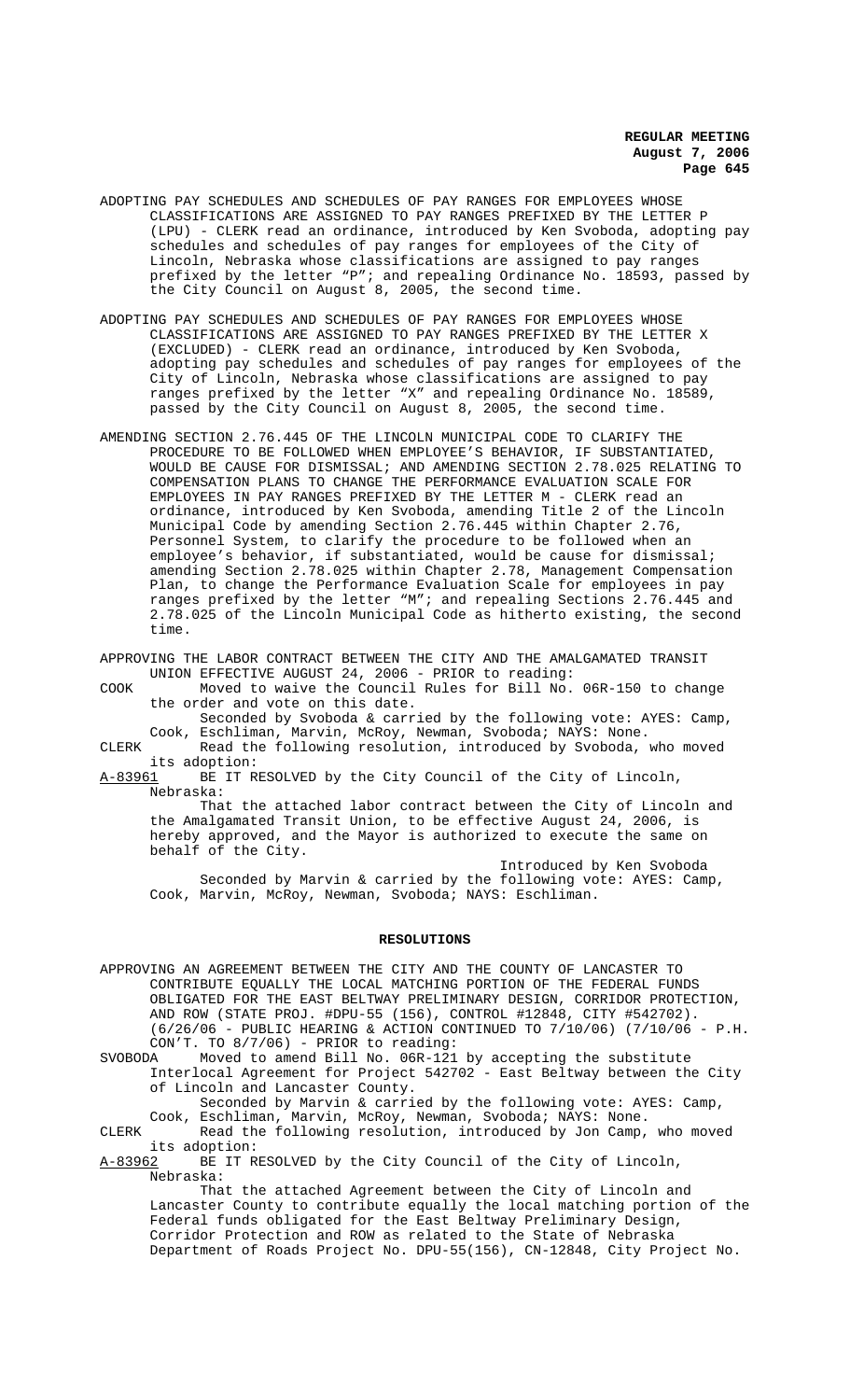ADOPTING PAY SCHEDULES AND SCHEDULES OF PAY RANGES FOR EMPLOYEES WHOSE CLASSIFICATIONS ARE ASSIGNED TO PAY RANGES PREFIXED BY THE LETTER P (LPU) - CLERK read an ordinance, introduced by Ken Svoboda, adopting pay schedules and schedules of pay ranges for employees of the City of Lincoln, Nebraska whose classifications are assigned to pay ranges prefixed by the letter "P"; and repealing Ordinance No. 18593, passed by the City Council on August 8, 2005, the second time.

ADOPTING PAY SCHEDULES AND SCHEDULES OF PAY RANGES FOR EMPLOYEES WHOSE CLASSIFICATIONS ARE ASSIGNED TO PAY RANGES PREFIXED BY THE LETTER X (EXCLUDED) - CLERK read an ordinance, introduced by Ken Svoboda, adopting pay schedules and schedules of pay ranges for employees of the City of Lincoln, Nebraska whose classifications are assigned to pay ranges prefixed by the letter "X" and repealing Ordinance No. 18589, passed by the City Council on August 8, 2005, the second time.

AMENDING SECTION 2.76.445 OF THE LINCOLN MUNICIPAL CODE TO CLARIFY THE PROCEDURE TO BE FOLLOWED WHEN EMPLOYEE'S BEHAVIOR, IF SUBSTANTIATED, WOULD BE CAUSE FOR DISMISSAL; AND AMENDING SECTION 2.78.025 RELATING TO COMPENSATION PLANS TO CHANGE THE PERFORMANCE EVALUATION SCALE FOR EMPLOYEES IN PAY RANGES PREFIXED BY THE LETTER M - CLERK read an ordinance, introduced by Ken Svoboda, amending Title 2 of the Lincoln Municipal Code by amending Section 2.76.445 within Chapter 2.76, Personnel System, to clarify the procedure to be followed when an employee's behavior, if substantiated, would be cause for dismissal; amending Section 2.78.025 within Chapter 2.78, Management Compensation Plan, to change the Performance Evaluation Scale for employees in pay ranges prefixed by the letter "M"; and repealing Sections 2.76.445 and 2.78.025 of the Lincoln Municipal Code as hitherto existing, the second time.

APPROVING THE LABOR CONTRACT BETWEEN THE CITY AND THE AMALGAMATED TRANSIT UNION EFFECTIVE AUGUST 24, 2006 - PRIOR to reading:

COOK Moved to waive the Council Rules for Bill No. 06R-150 to change the order and vote on this date.

Seconded by Svoboda & carried by the following vote: AYES: Camp, Cook, Eschliman, Marvin, McRoy, Newman, Svoboda; NAYS: None.

CLERK Read the following resolution, introduced by Svoboda, who moved its adoption:

A-83961 BE IT RESOLVED by the City Council of the City of Lincoln, Nebraska:

That the attached labor contract between the City of Lincoln and the Amalgamated Transit Union, to be effective August 24, 2006, is hereby approved, and the Mayor is authorized to execute the same on behalf of the City.

Introduced by Ken Svoboda

Seconded by Marvin & carried by the following vote: AYES: Camp, Cook, Marvin, McRoy, Newman, Svoboda; NAYS: Eschliman.

## RESOLUTIONS

APPROVING AN AGREEMENT BETWEEN THE CITY AND THE COUNTY OF LANCASTER TO CONTRIBUTE EQUALLY THE LOCAL MATCHING PORTION OF THE FEDERAL FUNDS OBLIGATED FOR THE EAST BELTWAY PRELIMINARY DESIGN, CORRIDOR PROTECTION, AND ROW (STATE PROJ. #DPU-55 (156), CONTROL #12848, CITY #542702). (6/26/06 - PUBLIC HEARING & ACTION CONTINUED TO 7/10/06) (7/10/06 - P.H. CON'T. TO 8/7/06) - PRIOR to reading:

SVOBODA Moved to amend Bill No. 06R-121 by accepting the substitute Interlocal Agreement for Project 542702 - East Beltway between the City of Lincoln and Lancaster County.

Seconded by Marvin & carried by the following vote: AYES: Camp, Cook, Eschliman, Marvin, McRoy, Newman, Svoboda; NAYS: None.

CLERK Read the following resolution, introduced by Jon Camp, who moved its adoption:

A-83962 BE IT RESOLVED by the City Council of the City of Lincoln, Nebraska:

That the attached Agreement between the City of Lincoln and Lancaster County to contribute equally the local matching portion of the Federal funds obligated for the East Beltway Preliminary Design, Corridor Protection and ROW as related to the State of Nebraska Department of Roads Project No. DPU-55(156), CN-12848, City Project No.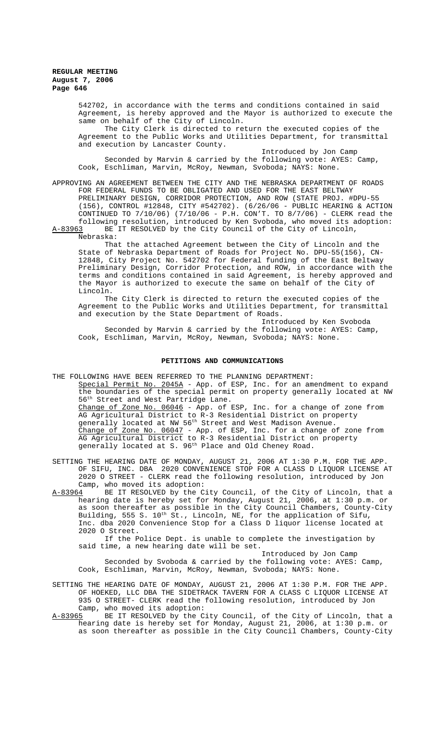542702, in accordance with the terms and conditions contained in said Agreement, is hereby approved and the Mayor is authorized to execute the same on behalf of the City of Lincoln.

The City Clerk is directed to return the executed copies of the Agreement to the Public Works and Utilities Department, for transmittal and execution by Lancaster County.

Introduced by Jon Camp

Seconded by Marvin & carried by the following vote: AYES: Camp, Cook, Eschliman, Marvin, McRoy, Newman, Svoboda; NAYS: None.

APPROVING AN AGREEMENT BETWEEN THE CITY AND THE NEBRASKA DEPARTMENT OF ROADS FOR FEDERAL FUNDS TO BE OBLIGATED AND USED FOR THE EAST BELTWAY PRELIMINARY DESIGN, CORRIDOR PROTECTION, AND ROW (STATE PROJ. #DPU-55 (156), CONTROL #12848, CITY #542702). (6/26/06 - PUBLIC HEARING & ACTION CONTINUED TO 7/10/06) (7/10/06 - P.H. CON'T. TO 8/7/06) - CLERK read the following resolution, introduced by Ken Svoboda, who moved its adoption:

A-83963 BE IT RESOLVED by the City Council of the City of Lincoln, Nebraska:

That the attached Agreement between the City of Lincoln and the State of Nebraska Department of Roads for Project No. DPU-55(156), CN-12848, City Project No. 542702 for Federal funding of the East Beltway Preliminary Design, Corridor Protection, and ROW, in accordance with the terms and conditions contained in said Agreement, is hereby approved and the Mayor is authorized to execute the same on behalf of the City of Lincoln.

The City Clerk is directed to return the executed copies of the Agreement to the Public Works and Utilities Department, for transmittal and execution by the State Department of Roads.

Introduced by Ken Svoboda

Seconded by Marvin & carried by the following vote: AYES: Camp, Cook, Eschliman, Marvin, McRoy, Newman, Svoboda; NAYS: None.

## PETITIONS AND COMMUNICATIONS

THE FOLLOWING HAVE BEEN REFERRED TO THE PLANNING DEPARTMENT:

Special Permit No. 2045A - App. of ESP, Inc. for an amendment to expand the boundaries of the special permit on property generally located at NW 56th Street and West Partridge Lane.

Change of Zone No. 06046 - App. of ESP, Inc. for a change of zone from AG Agricultural District to R-3 Residential District on property generally located at NW 56th Street and West Madison Avenue.

Change of Zone No. 06047 - App. of ESP, Inc. for a change of zone from AG Agricultural District to R-3 Residential District on property generally located at S. 96th Place and Old Cheney Road.

SETTING THE HEARING DATE OF MONDAY, AUGUST 21, 2006 AT 1:30 P.M. FOR THE APP. OF SIFU, INC. DBA 2020 CONVENIENCE STOP FOR A CLASS D LIQUOR LICENSE AT 2020 O STREET - CLERK read the following resolution, introduced by Jon Camp, who moved its adoption:

A-83964 BE IT RESOLVED by the City Council, of the City of Lincoln, that a hearing date is hereby set for Monday, August 21, 2006, at 1:30 p.m. or as soon thereafter as possible in the City Council Chambers, County-City Building, 555 S. 10th St., Lincoln, NE, for the application of Sifu, Inc. dba 2020 Convenience Stop for a Class D liquor license located at 2020 O Street.

If the Police Dept. is unable to complete the investigation by said time, a new hearing date will be set.

Introduced by Jon Camp

Seconded by Svoboda & carried by the following vote: AYES: Camp, Cook, Eschliman, Marvin, McRoy, Newman, Svoboda; NAYS: None.

SETTING THE HEARING DATE OF MONDAY, AUGUST 21, 2006 AT 1:30 P.M. FOR THE APP. OF HOEKED, LLC DBA THE SIDETRACK TAVERN FOR A CLASS C LIQUOR LICENSE AT 935 O STREET- CLERK read the following resolution, introduced by Jon Camp, who moved its adoption:

A-83965 BE IT RESOLVED by the City Council, of the City of Lincoln, that a hearing date is hereby set for Monday, August 21, 2006, at 1:30 p.m. or as soon thereafter as possible in the City Council Chambers, County-City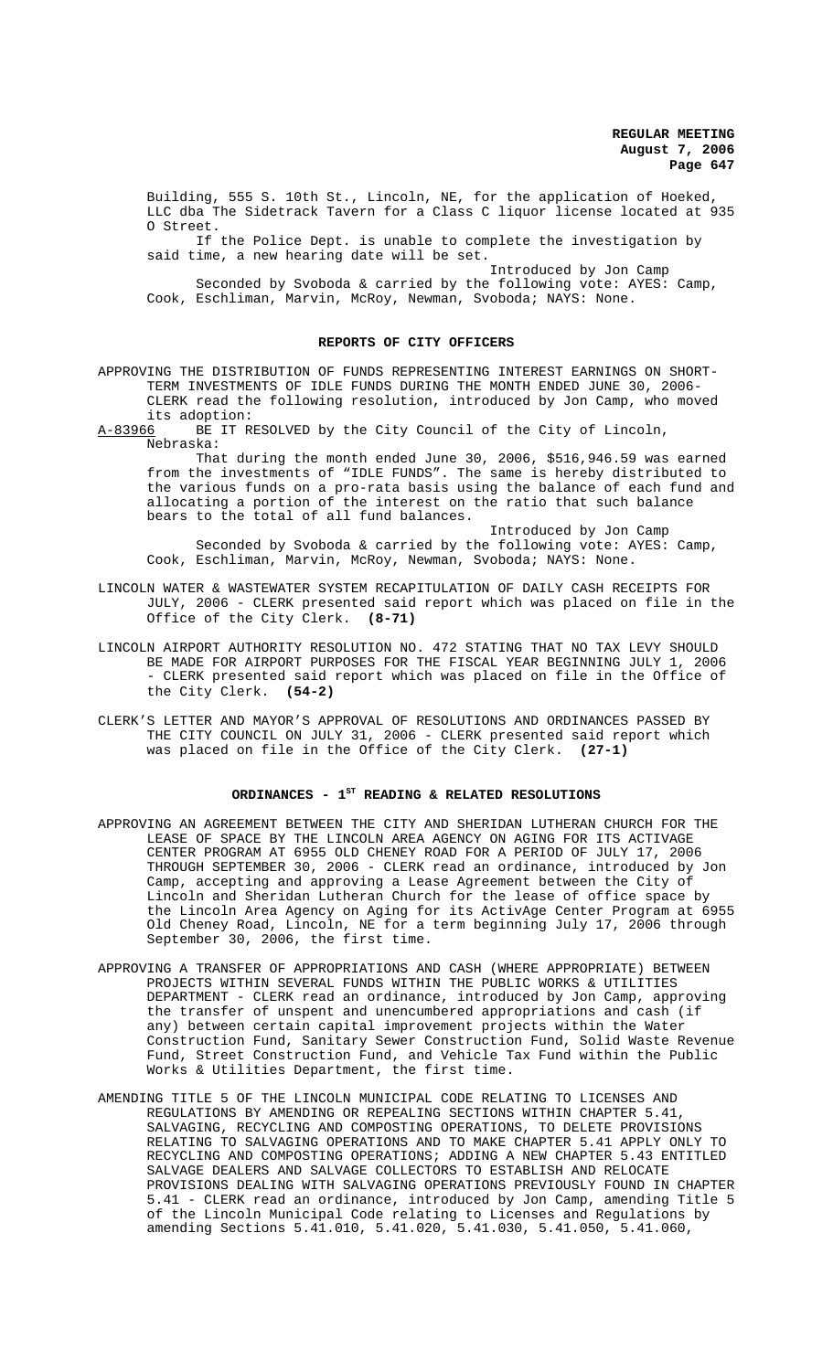Building, 555 S. 10th St., Lincoln, NE, for the application of Hoeked, LLC dba The Sidetrack Tavern for a Class C liquor license located at 935 O Street.

If the Police Dept. is unable to complete the investigation by said time, a new hearing date will be set.

Introduced by Jon Camp

Seconded by Svoboda & carried by the following vote: AYES: Camp, Cook, Eschliman, Marvin, McRoy, Newman, Svoboda; NAYS: None.

## REPORTS OF CITY OFFICERS

APPROVING THE DISTRIBUTION OF FUNDS REPRESENTING INTEREST EARNINGS ON SHORT-TERM INVESTMENTS OF IDLE FUNDS DURING THE MONTH ENDED JUNE 30, 2006- CLERK read the following resolution, introduced by Jon Camp, who moved its adoption:

A-83966 BE IT RESOLVED by the City Council of the City of Lincoln, Nebraska:

That during the month ended June 30, 2006, $516,946.59 was earned from the investments of "IDLE FUNDS". The same is hereby distributed to the various funds on a pro-rata basis using the balance of each fund and allocating a portion of the interest on the ratio that such balance bears to the total of all fund balances.

Introduced by Jon Camp

Seconded by Svoboda & carried by the following vote: AYES: Camp, Cook, Eschliman, Marvin, McRoy, Newman, Svoboda; NAYS: None.

LINCOLN WATER & WASTEWATER SYSTEM RECAPITULATION OF DAILY CASH RECEIPTS FOR JULY, 2006 - CLERK presented said report which was placed on file in the Office of the City Clerk. **(8-71)**

LINCOLN AIRPORT AUTHORITY RESOLUTION NO. 472 STATING THAT NO TAX LEVY SHOULD BE MADE FOR AIRPORT PURPOSES FOR THE FISCAL YEAR BEGINNING JULY 1, 2006 - CLERK presented said report which was placed on file in the Office of the City Clerk. **(54-2)**

CLERK'S LETTER AND MAYOR'S APPROVAL OF RESOLUTIONS AND ORDINANCES PASSED BY THE CITY COUNCIL ON JULY 31, 2006 - CLERK presented said report which was placed on file in the Office of the City Clerk. **(27-1)**

## ORDINANCES - 1ST READING & RELATED RESOLUTIONS

APPROVING AN AGREEMENT BETWEEN THE CITY AND SHERIDAN LUTHERAN CHURCH FOR THE LEASE OF SPACE BY THE LINCOLN AREA AGENCY ON AGING FOR ITS ACTIVAGE CENTER PROGRAM AT 6955 OLD CHENEY ROAD FOR A PERIOD OF JULY 17, 2006 THROUGH SEPTEMBER 30, 2006 - CLERK read an ordinance, introduced by Jon Camp, accepting and approving a Lease Agreement between the City of Lincoln and Sheridan Lutheran Church for the lease of office space by the Lincoln Area Agency on Aging for its ActivAge Center Program at 6955 Old Cheney Road, Lincoln, NE for a term beginning July 17, 2006 through September 30, 2006, the first time.

APPROVING A TRANSFER OF APPROPRIATIONS AND CASH (WHERE APPROPRIATE) BETWEEN PROJECTS WITHIN SEVERAL FUNDS WITHIN THE PUBLIC WORKS & UTILITIES DEPARTMENT - CLERK read an ordinance, introduced by Jon Camp, approving the transfer of unspent and unencumbered appropriations and cash (if any) between certain capital improvement projects within the Water Construction Fund, Sanitary Sewer Construction Fund, Solid Waste Revenue Fund, Street Construction Fund, and Vehicle Tax Fund within the Public Works & Utilities Department, the first time.

AMENDING TITLE 5 OF THE LINCOLN MUNICIPAL CODE RELATING TO LICENSES AND REGULATIONS BY AMENDING OR REPEALING SECTIONS WITHIN CHAPTER 5.41, SALVAGING, RECYCLING AND COMPOSTING OPERATIONS, TO DELETE PROVISIONS RELATING TO SALVAGING OPERATIONS AND TO MAKE CHAPTER 5.41 APPLY ONLY TO RECYCLING AND COMPOSTING OPERATIONS; ADDING A NEW CHAPTER 5.43 ENTITLED SALVAGE DEALERS AND SALVAGE COLLECTORS TO ESTABLISH AND RELOCATE PROVISIONS DEALING WITH SALVAGING OPERATIONS PREVIOUSLY FOUND IN CHAPTER 5.41 - CLERK read an ordinance, introduced by Jon Camp, amending Title 5 of the Lincoln Municipal Code relating to Licenses and Regulations by amending Sections 5.41.010, 5.41.020, 5.41.030, 5.41.050, 5.41.060,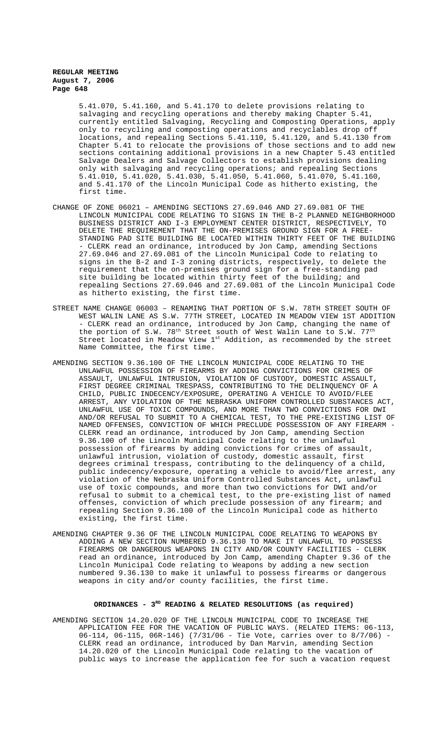5.41.070, 5.41.160, and 5.41.170 to delete provisions relating to salvaging and recycling operations and thereby making Chapter 5.41, currently entitled Salvaging, Recycling and Composting Operations, apply only to recycling and composting operations and recyclables drop off locations, and repealing Sections 5.41.110, 5.41.120, and 5.41.130 from Chapter 5.41 to relocate the provisions of those sections and to add new sections containing additional provisions in a new Chapter 5.43 entitled Salvage Dealers and Salvage Collectors to establish provisions dealing only with salvaging and recycling operations; and repealing Sections 5.41.010, 5.41.020, 5.41.030, 5.41.050, 5.41.060, 5.41.070, 5.41.160, and 5.41.170 of the Lincoln Municipal Code as hitherto existing, the first time.

CHANGE OF ZONE 06021 – AMENDING SECTIONS 27.69.046 AND 27.69.081 OF THE LINCOLN MUNICIPAL CODE RELATING TO SIGNS IN THE B-2 PLANNED NEIGHBORHOOD BUSINESS DISTRICT AND I-3 EMPLOYMENT CENTER DISTRICT, RESPECTIVELY, TO DELETE THE REQUIREMENT THAT THE ON-PREMISES GROUND SIGN FOR A FREE-STANDING PAD SITE BUILDING BE LOCATED WITHIN THIRTY FEET OF THE BUILDING - CLERK read an ordinance, introduced by Jon Camp, amending Sections 27.69.046 and 27.69.081 of the Lincoln Municipal Code to relating to signs in the B-2 and I-3 zoning districts, respectively, to delete the requirement that the on-premises ground sign for a free-standing pad site building be located within thirty feet of the building; and repealing Sections 27.69.046 and 27.69.081 of the Lincoln Municipal Code as hitherto existing, the first time.

STREET NAME CHANGE 06003 – RENAMING THAT PORTION OF S.W. 78TH STREET SOUTH OF WEST WALIN LANE AS S.W. 77TH STREET, LOCATED IN MEADOW VIEW 1ST ADDITION - CLERK read an ordinance, introduced by Jon Camp, changing the name of the portion of S.W. 78th Street south of West Walin Lane to S.W. 77th Street located in Meadow View 1st Addition, as recommended by the street Name Committee, the first time.

AMENDING SECTION 9.36.100 OF THE LINCOLN MUNICIPAL CODE RELATING TO THE UNLAWFUL POSSESSION OF FIREARMS BY ADDING CONVICTIONS FOR CRIMES OF ASSAULT, UNLAWFUL INTRUSION, VIOLATION OF CUSTODY, DOMESTIC ASSAULT, FIRST DEGREE CRIMINAL TRESPASS, CONTRIBUTING TO THE DELINQUENCY OF A CHILD, PUBLIC INDECENCY/EXPOSURE, OPERATING A VEHICLE TO AVOID/FLEE ARREST, ANY VIOLATION OF THE NEBRASKA UNIFORM CONTROLLED SUBSTANCES ACT, UNLAWFUL USE OF TOXIC COMPOUNDS, AND MORE THAN TWO CONVICTIONS FOR DWI AND/OR REFUSAL TO SUBMIT TO A CHEMICAL TEST, TO THE PRE-EXISTING LIST OF NAMED OFFENSES, CONVICTION OF WHICH PRECLUDE POSSESSION OF ANY FIREARM - CLERK read an ordinance, introduced by Jon Camp, amending Section 9.36.100 of the Lincoln Municipal Code relating to the unlawful possession of firearms by adding convictions for crimes of assault, unlawful intrusion, violation of custody, domestic assault, first degrees criminal trespass, contributing to the delinquency of a child, public indecency/exposure, operating a vehicle to avoid/flee arrest, any violation of the Nebraska Uniform Controlled Substances Act, unlawful use of toxic compounds, and more than two convictions for DWI and/or refusal to submit to a chemical test, to the pre-existing list of named offenses, conviction of which preclude possession of any firearm; and repealing Section 9.36.100 of the Lincoln Municipal code as hitherto existing, the first time.

AMENDING CHAPTER 9.36 OF THE LINCOLN MUNICIPAL CODE RELATING TO WEAPONS BY ADDING A NEW SECTION NUMBERED 9.36.130 TO MAKE IT UNLAWFUL TO POSSESS FIREARMS OR DANGEROUS WEAPONS IN CITY AND/OR COUNTY FACILITIES - CLERK read an ordinance, introduced by Jon Camp, amending Chapter 9.36 of the Lincoln Municipal Code relating to Weapons by adding a new section numbered 9.36.130 to make it unlawful to possess firearms or dangerous weapons in city and/or county facilities, the first time.

## ORDINANCES - 3RD READING & RELATED RESOLUTIONS (as required)

AMENDING SECTION 14.20.020 OF THE LINCOLN MUNICIPAL CODE TO INCREASE THE APPLICATION FEE FOR THE VACATION OF PUBLIC WAYS. (RELATED ITEMS: 06-113, 06-114, 06-115, 06R-146) (7/31/06 - Tie Vote, carries over to 8/7/06) - CLERK read an ordinance, introduced by Dan Marvin, amending Section 14.20.020 of the Lincoln Municipal Code relating to the vacation of public ways to increase the application fee for such a vacation request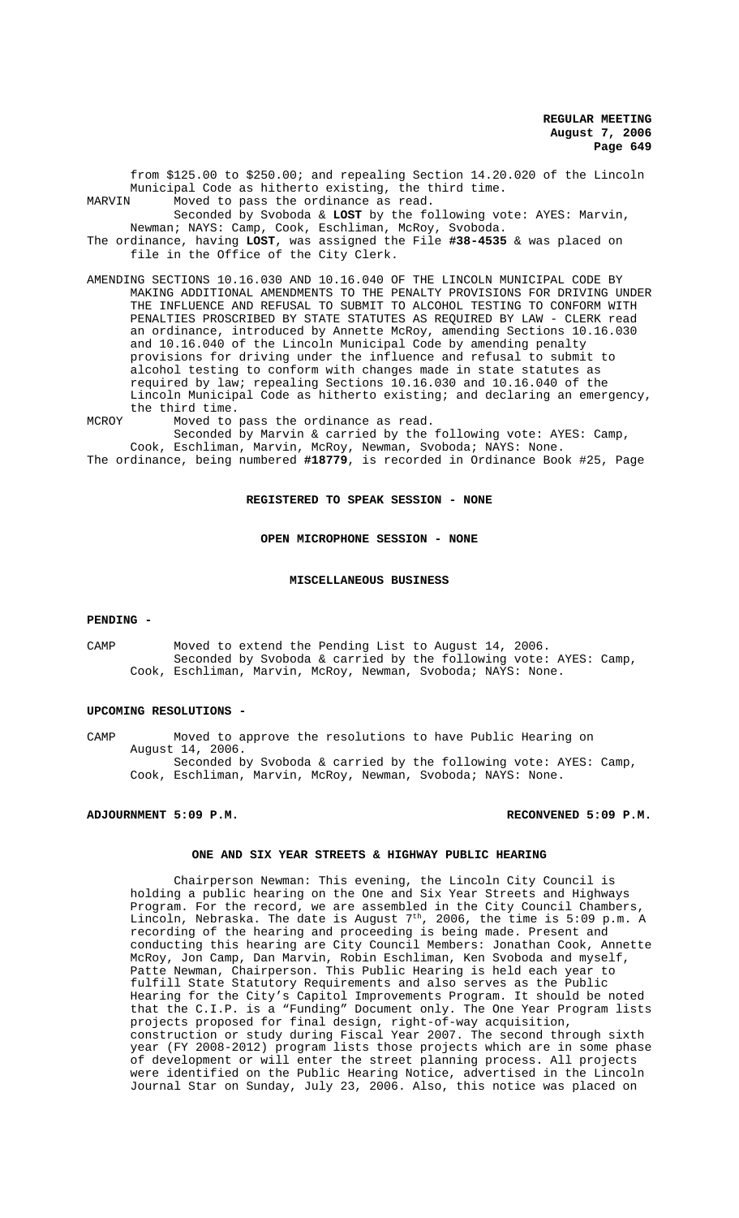from $125.00 to $250.00; and repealing Section 14.20.020 of the Lincoln Municipal Code as hitherto existing, the third time.

MARVIN Moved to pass the ordinance as read.

Seconded by Svoboda & **LOST** by the following vote: AYES: Marvin, Newman; NAYS: Camp, Cook, Eschliman, McRoy, Svoboda.

The ordinance, having **LOST**, was assigned the File **#38-4535** & was placed on file in the Office of the City Clerk.

AMENDING SECTIONS 10.16.030 AND 10.16.040 OF THE LINCOLN MUNICIPAL CODE BY MAKING ADDITIONAL AMENDMENTS TO THE PENALTY PROVISIONS FOR DRIVING UNDER THE INFLUENCE AND REFUSAL TO SUBMIT TO ALCOHOL TESTING TO CONFORM WITH PENALTIES PROSCRIBED BY STATE STATUTES AS REQUIRED BY LAW - CLERK read an ordinance, introduced by Annette McRoy, amending Sections 10.16.030 and 10.16.040 of the Lincoln Municipal Code by amending penalty provisions for driving under the influence and refusal to submit to alcohol testing to conform with changes made in state statutes as required by law; repealing Sections 10.16.030 and 10.16.040 of the Lincoln Municipal Code as hitherto existing; and declaring an emergency, the third time.

MCROY Moved to pass the ordinance as read.

Seconded by Marvin & carried by the following vote: AYES: Camp, Cook, Eschliman, Marvin, McRoy, Newman, Svoboda; NAYS: None.

The ordinance, being numbered **#18779**, is recorded in Ordinance Book #25, Page

**REGISTERED TO SPEAK SESSION - NONE**

**OPEN MICROPHONE SESSION - NONE**

**MISCELLANEOUS BUSINESS**

**PENDING -**

CAMP Moved to extend the Pending List to August 14, 2006.

Seconded by Svoboda & carried by the following vote: AYES: Camp, Cook, Eschliman, Marvin, McRoy, Newman, Svoboda; NAYS: None.

**UPCOMING RESOLUTIONS -**

CAMP Moved to approve the resolutions to have Public Hearing on August 14, 2006.

Seconded by Svoboda & carried by the following vote: AYES: Camp, Cook, Eschliman, Marvin, McRoy, Newman, Svoboda; NAYS: None.

**ADJOURNMENT 5:09 P.M.** **RECONVENED 5:09 P.M.**

**ONE AND SIX YEAR STREETS & HIGHWAY PUBLIC HEARING**

Chairperson Newman: This evening, the Lincoln City Council is holding a public hearing on the One and Six Year Streets and Highways Program. For the record, we are assembled in the City Council Chambers, Lincoln, Nebraska. The date is August 7th, 2006, the time is 5:09 p.m. A recording of the hearing and proceeding is being made. Present and conducting this hearing are City Council Members: Jonathan Cook, Annette McRoy, Jon Camp, Dan Marvin, Robin Eschliman, Ken Svoboda and myself, Patte Newman, Chairperson. This Public Hearing is held each year to fulfill State Statutory Requirements and also serves as the Public Hearing for the City's Capitol Improvements Program. It should be noted that the C.I.P. is a "Funding" Document only. The One Year Program lists projects proposed for final design, right-of-way acquisition, construction or study during Fiscal Year 2007. The second through sixth year (FY 2008-2012) program lists those projects which are in some phase of development or will enter the street planning process. All projects were identified on the Public Hearing Notice, advertised in the Lincoln Journal Star on Sunday, July 23, 2006. Also, this notice was placed on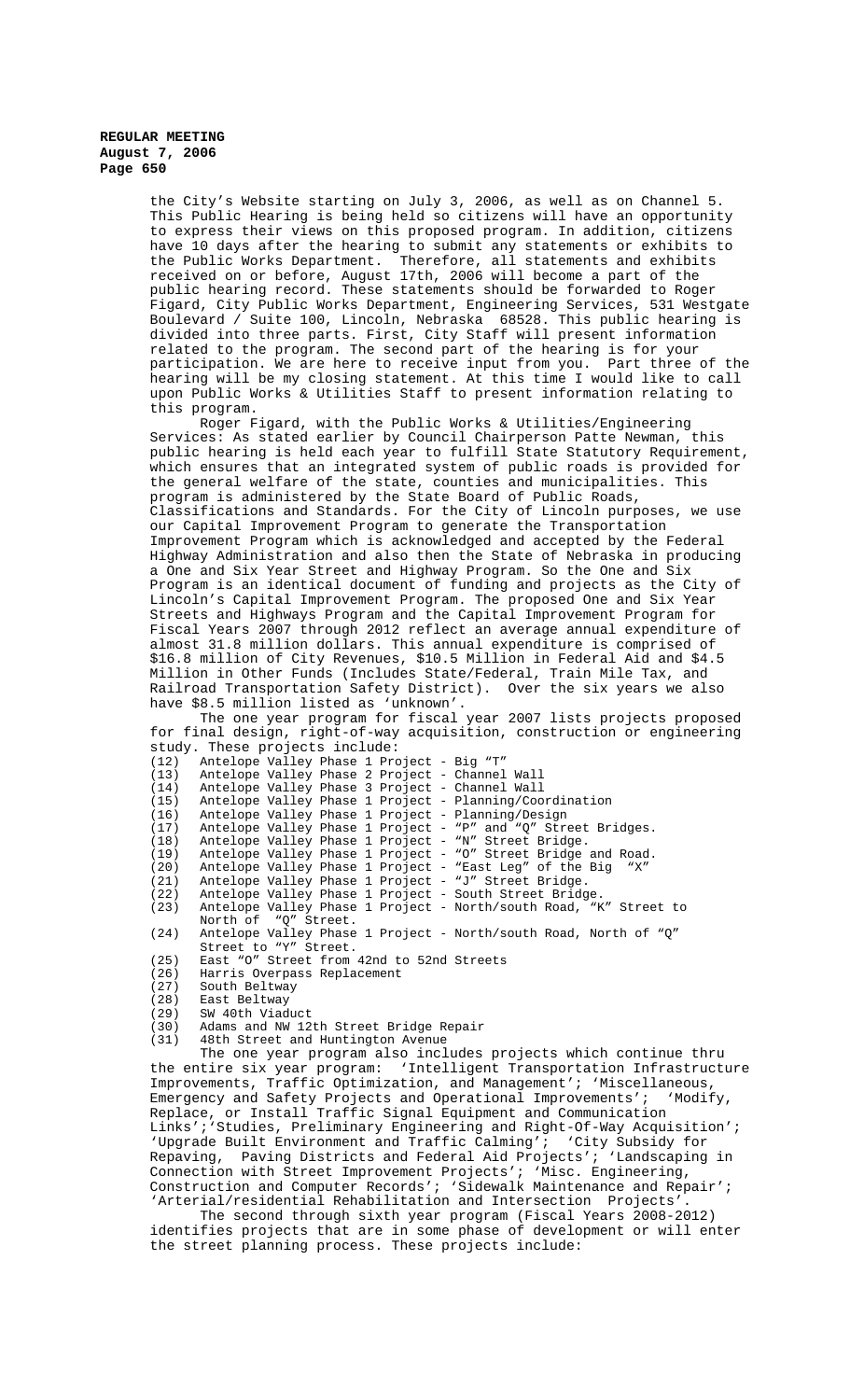the City's Website starting on July 3, 2006, as well as on Channel 5. This Public Hearing is being held so citizens will have an opportunity to express their views on this proposed program. In addition, citizens have 10 days after the hearing to submit any statements or exhibits to the Public Works Department. Therefore, all statements and exhibits received on or before, August 17th, 2006 will become a part of the public hearing record. These statements should be forwarded to Roger Figard, City Public Works Department, Engineering Services, 531 Westgate Boulevard / Suite 100, Lincoln, Nebraska 68528. This public hearing is divided into three parts. First, City Staff will present information related to the program. The second part of the hearing is for your participation. We are here to receive input from you. Part three of the hearing will be my closing statement. At this time I would like to call upon Public Works & Utilities Staff to present information relating to this program.

Roger Figard, with the Public Works & Utilities/Engineering Services: As stated earlier by Council Chairperson Patte Newman, this public hearing is held each year to fulfill State Statutory Requirement, which ensures that an integrated system of public roads is provided for the general welfare of the state, counties and municipalities. This program is administered by the State Board of Public Roads, Classifications and Standards. For the City of Lincoln purposes, we use our Capital Improvement Program to generate the Transportation Improvement Program which is acknowledged and accepted by the Federal Highway Administration and also then the State of Nebraska in producing a One and Six Year Street and Highway Program. So the One and Six Program is an identical document of funding and projects as the City of Lincoln's Capital Improvement Program. The proposed One and Six Year Streets and Highways Program and the Capital Improvement Program for Fiscal Years 2007 through 2012 reflect an average annual expenditure of almost 31.8 million dollars. This annual expenditure is comprised of $16.8 million of City Revenues, $10.5 Million in Federal Aid and $4.5 Million in Other Funds (Includes State/Federal, Train Mile Tax, and Railroad Transportation Safety District). Over the six years we also have $8.5 million listed as 'unknown'.

The one year program for fiscal year 2007 lists projects proposed for final design, right-of-way acquisition, construction or engineering study. These projects include:

(12) Antelope Valley Phase 1 Project - Big "T"
(13) Antelope Valley Phase 2 Project - Channel Wall
(14) Antelope Valley Phase 3 Project - Channel Wall
(15) Antelope Valley Phase 1 Project - Planning/Coordination
(16) Antelope Valley Phase 1 Project - Planning/Design
(17) Antelope Valley Phase 1 Project - "P" and "Q" Street Bridges.
(18) Antelope Valley Phase 1 Project - "N" Street Bridge.
(19) Antelope Valley Phase 1 Project - "O" Street Bridge and Road.
(20) Antelope Valley Phase 1 Project - "East Leg" of the Big "X"
(21) Antelope Valley Phase 1 Project - "J" Street Bridge.
(22) Antelope Valley Phase 1 Project - South Street Bridge.
(23) Antelope Valley Phase 1 Project - North/south Road, "K" Street to North of "Q" Street.
(24) Antelope Valley Phase 1 Project - North/south Road, North of "Q" Street to "Y" Street.
(25) East "O" Street from 42nd to 52nd Streets
(26) Harris Overpass Replacement
(27) South Beltway
(28) East Beltway
(29) SW 40th Viaduct
(30) Adams and NW 12th Street Bridge Repair
(31) 48th Street and Huntington Avenue

The one year program also includes projects which continue thru the entire six year program: 'Intelligent Transportation Infrastructure Improvements, Traffic Optimization, and Management'; 'Miscellaneous, Emergency and Safety Projects and Operational Improvements'; 'Modify, Replace, or Install Traffic Signal Equipment and Communication Links';'Studies, Preliminary Engineering and Right-Of-Way Acquisition'; 'Upgrade Built Environment and Traffic Calming'; 'City Subsidy for Repaving, Paving Districts and Federal Aid Projects'; 'Landscaping in Connection with Street Improvement Projects'; 'Misc. Engineering, Construction and Computer Records'; 'Sidewalk Maintenance and Repair'; 'Arterial/residential Rehabilitation and Intersection Projects'.

The second through sixth year program (Fiscal Years 2008-2012) identifies projects that are in some phase of development or will enter the street planning process. These projects include: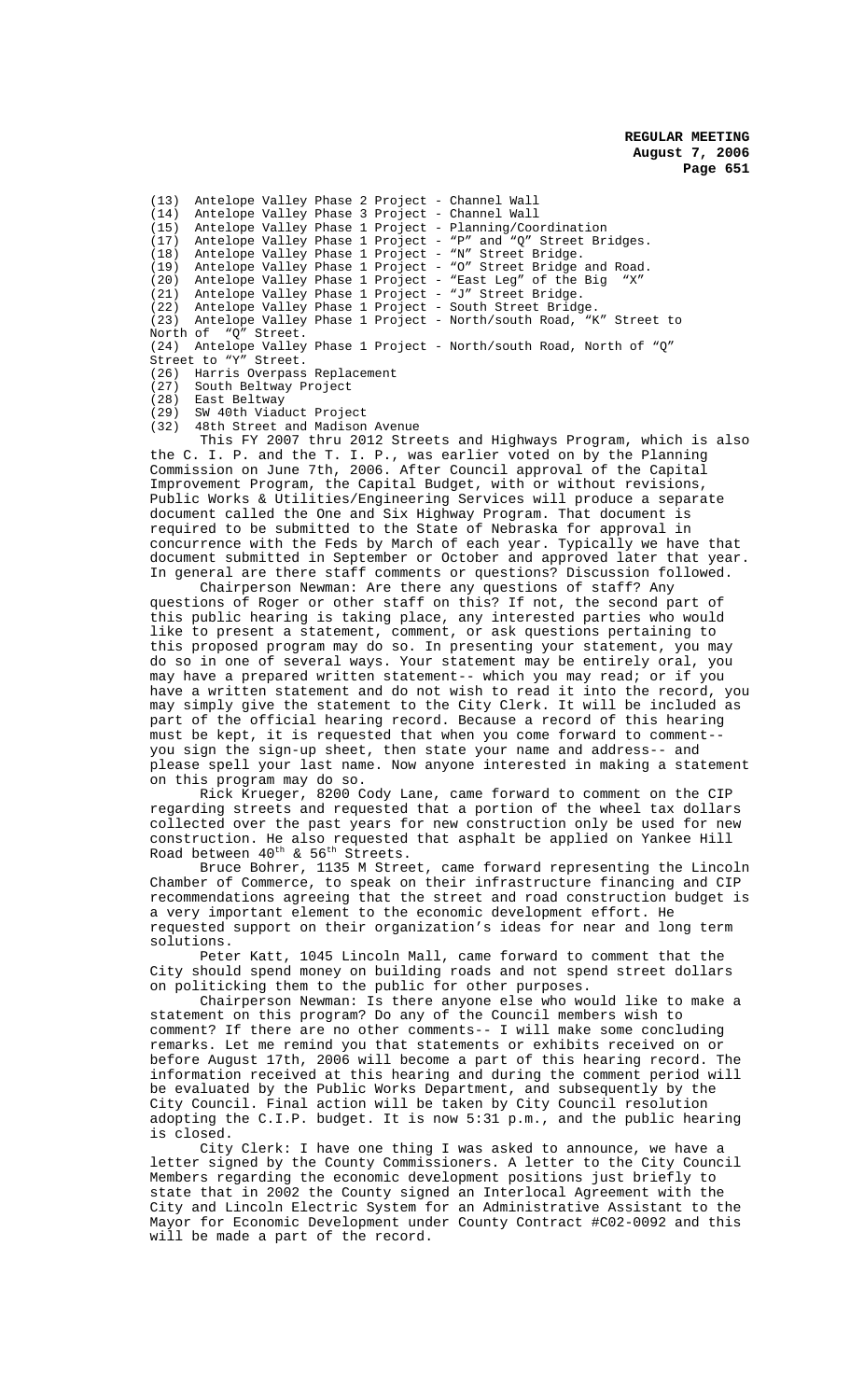(13) Antelope Valley Phase 2 Project - Channel Wall
(14) Antelope Valley Phase 3 Project - Channel Wall
(15) Antelope Valley Phase 1 Project - Planning/Coordination
(17) Antelope Valley Phase 1 Project - "P" and "Q" Street Bridges.
(18) Antelope Valley Phase 1 Project - "N" Street Bridge.
(19) Antelope Valley Phase 1 Project - "O" Street Bridge and Road.
(20) Antelope Valley Phase 1 Project - "East Leg" of the Big "X"
(21) Antelope Valley Phase 1 Project - "J" Street Bridge.
(22) Antelope Valley Phase 1 Project - South Street Bridge.
(23) Antelope Valley Phase 1 Project - North/south Road, "K" Street to North of "Q" Street.
(24) Antelope Valley Phase 1 Project - North/south Road, North of "Q" Street to "Y" Street.
(26) Harris Overpass Replacement
(27) South Beltway Project
(28) East Beltway
(29) SW 40th Viaduct Project
(32) 48th Street and Madison Avenue

This FY 2007 thru 2012 Streets and Highways Program, which is also the C. I. P. and the T. I. P., was earlier voted on by the Planning Commission on June 7th, 2006. After Council approval of the Capital Improvement Program, the Capital Budget, with or without revisions, Public Works & Utilities/Engineering Services will produce a separate document called the One and Six Highway Program. That document is required to be submitted to the State of Nebraska for approval in concurrence with the Feds by March of each year. Typically we have that document submitted in September or October and approved later that year. In general are there staff comments or questions? Discussion followed.

Chairperson Newman: Are there any questions of staff? Any questions of Roger or other staff on this? If not, the second part of this public hearing is taking place, any interested parties who would like to present a statement, comment, or ask questions pertaining to this proposed program may do so. In presenting your statement, you may do so in one of several ways. Your statement may be entirely oral, you may have a prepared written statement-- which you may read; or if you have a written statement and do not wish to read it into the record, you may simply give the statement to the City Clerk. It will be included as part of the official hearing record. Because a record of this hearing must be kept, it is requested that when you come forward to comment-- you sign the sign-up sheet, then state your name and address-- and please spell your last name. Now anyone interested in making a statement on this program may do so.

Rick Krueger, 8200 Cody Lane, came forward to comment on the CIP regarding streets and requested that a portion of the wheel tax dollars collected over the past years for new construction only be used for new construction. He also requested that asphalt be applied on Yankee Hill Road between 40th & 56th Streets.

Bruce Bohrer, 1135 M Street, came forward representing the Lincoln Chamber of Commerce, to speak on their infrastructure financing and CIP recommendations agreeing that the street and road construction budget is a very important element to the economic development effort. He requested support on their organization's ideas for near and long term solutions.

Peter Katt, 1045 Lincoln Mall, came forward to comment that the City should spend money on building roads and not spend street dollars on politicking them to the public for other purposes.

Chairperson Newman: Is there anyone else who would like to make a statement on this program? Do any of the Council members wish to comment? If there are no other comments-- I will make some concluding remarks. Let me remind you that statements or exhibits received on or before August 17th, 2006 will become a part of this hearing record. The information received at this hearing and during the comment period will be evaluated by the Public Works Department, and subsequently by the City Council. Final action will be taken by City Council resolution adopting the C.I.P. budget. It is now 5:31 p.m., and the public hearing is closed.

City Clerk: I have one thing I was asked to announce, we have a letter signed by the County Commissioners. A letter to the City Council Members regarding the economic development positions just briefly to state that in 2002 the County signed an Interlocal Agreement with the City and Lincoln Electric System for an Administrative Assistant to the Mayor for Economic Development under County Contract #C02-0092 and this will be made a part of the record.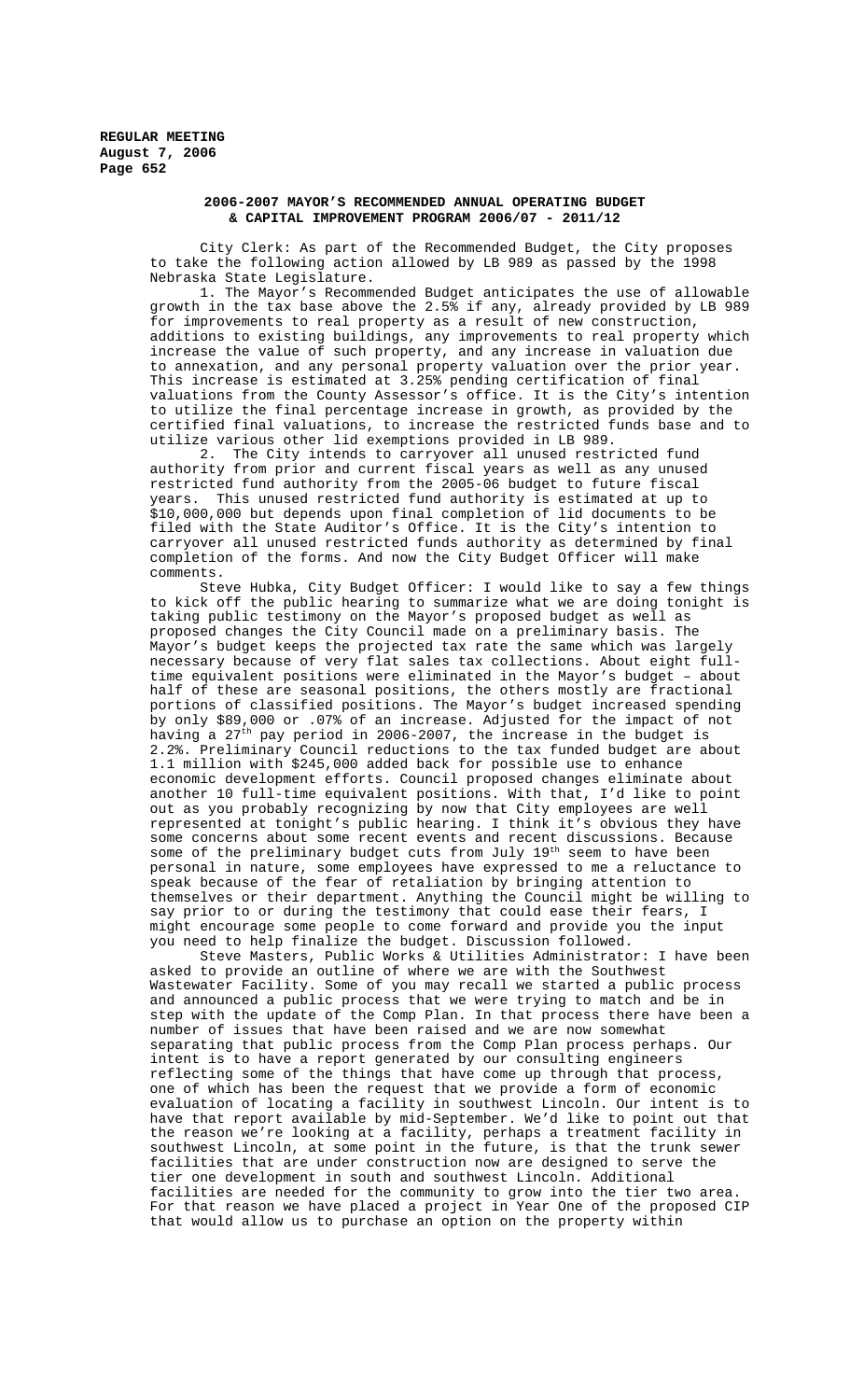## 2006-2007 MAYOR'S RECOMMENDED ANNUAL OPERATING BUDGET & CAPITAL IMPROVEMENT PROGRAM 2006/07 - 2011/12

City Clerk: As part of the Recommended Budget, the City proposes to take the following action allowed by LB 989 as passed by the 1998 Nebraska State Legislature.

1. The Mayor's Recommended Budget anticipates the use of allowable growth in the tax base above the 2.5% if any, already provided by LB 989 for improvements to real property as a result of new construction, additions to existing buildings, any improvements to real property which increase the value of such property, and any increase in valuation due to annexation, and any personal property valuation over the prior year. This increase is estimated at 3.25% pending certification of final valuations from the County Assessor's office. It is the City's intention to utilize the final percentage increase in growth, as provided by the certified final valuations, to increase the restricted funds base and to utilize various other lid exemptions provided in LB 989.

2. The City intends to carryover all unused restricted fund authority from prior and current fiscal years as well as any unused restricted fund authority from the 2005-06 budget to future fiscal years. This unused restricted fund authority is estimated at up to $10,000,000 but depends upon final completion of lid documents to be filed with the State Auditor's Office. It is the City's intention to carryover all unused restricted funds authority as determined by final completion of the forms. And now the City Budget Officer will make comments.

Steve Hubka, City Budget Officer: I would like to say a few things to kick off the public hearing to summarize what we are doing tonight is taking public testimony on the Mayor's proposed budget as well as proposed changes the City Council made on a preliminary basis. The Mayor's budget keeps the projected tax rate the same which was largely necessary because of very flat sales tax collections. About eight full-time equivalent positions were eliminated in the Mayor's budget – about half of these are seasonal positions, the others mostly are fractional portions of classified positions. The Mayor's budget increased spending by only $89,000 or .07% of an increase. Adjusted for the impact of not having a 27th pay period in 2006-2007, the increase in the budget is 2.2%. Preliminary Council reductions to the tax funded budget are about 1.1 million with $245,000 added back for possible use to enhance economic development efforts. Council proposed changes eliminate about another 10 full-time equivalent positions. With that, I'd like to point out as you probably recognizing by now that City employees are well represented at tonight's public hearing. I think it's obvious they have some concerns about some recent events and recent discussions. Because some of the preliminary budget cuts from July 19th seem to have been personal in nature, some employees have expressed to me a reluctance to speak because of the fear of retaliation by bringing attention to themselves or their department. Anything the Council might be willing to say prior to or during the testimony that could ease their fears, I might encourage some people to come forward and provide you the input you need to help finalize the budget. Discussion followed.

Steve Masters, Public Works & Utilities Administrator: I have been asked to provide an outline of where we are with the Southwest Wastewater Facility. Some of you may recall we started a public process and announced a public process that we were trying to match and be in step with the update of the Comp Plan. In that process there have been a number of issues that have been raised and we are now somewhat separating that public process from the Comp Plan process perhaps. Our intent is to have a report generated by our consulting engineers reflecting some of the things that have come up through that process, one of which has been the request that we provide a form of economic evaluation of locating a facility in southwest Lincoln. Our intent is to have that report available by mid-September. We'd like to point out that the reason we're looking at a facility, perhaps a treatment facility in southwest Lincoln, at some point in the future, is that the trunk sewer facilities that are under construction now are designed to serve the tier one development in south and southwest Lincoln. Additional facilities are needed for the community to grow into the tier two area. For that reason we have placed a project in Year One of the proposed CIP that would allow us to purchase an option on the property within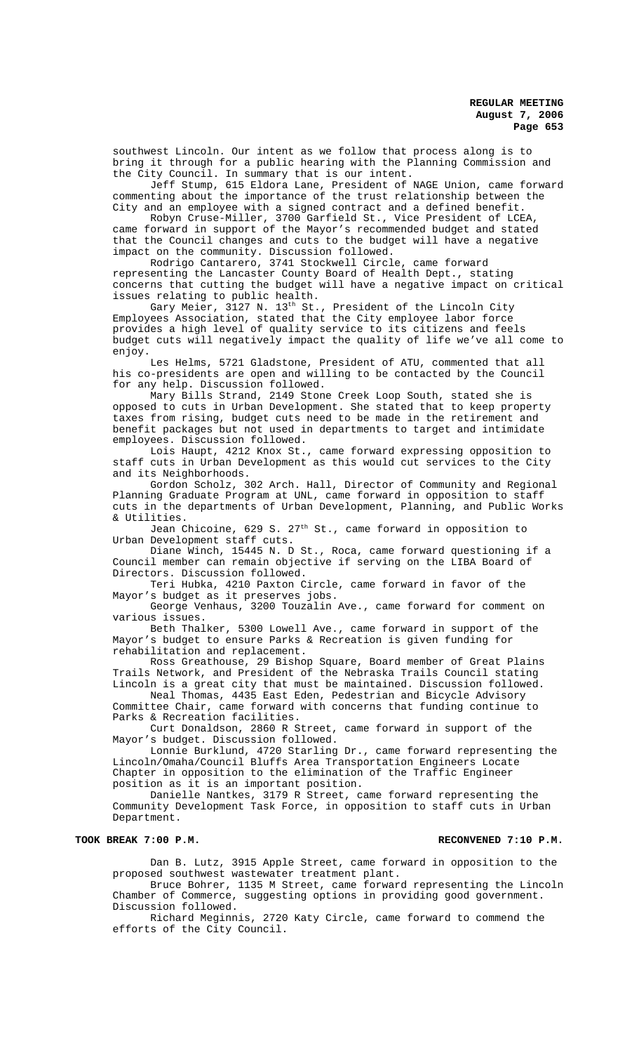southwest Lincoln. Our intent as we follow that process along is to bring it through for a public hearing with the Planning Commission and the City Council. In summary that is our intent.

Jeff Stump, 615 Eldora Lane, President of NAGE Union, came forward commenting about the importance of the trust relationship between the City and an employee with a signed contract and a defined benefit.

Robyn Cruse-Miller, 3700 Garfield St., Vice President of LCEA, came forward in support of the Mayor's recommended budget and stated that the Council changes and cuts to the budget will have a negative impact on the community. Discussion followed.

Rodrigo Cantarero, 3741 Stockwell Circle, came forward representing the Lancaster County Board of Health Dept., stating concerns that cutting the budget will have a negative impact on critical issues relating to public health.

Gary Meier, 3127 N. 13th St., President of the Lincoln City Employees Association, stated that the City employee labor force provides a high level of quality service to its citizens and feels budget cuts will negatively impact the quality of life we've all come to enjoy.

Les Helms, 5721 Gladstone, President of ATU, commented that all his co-presidents are open and willing to be contacted by the Council for any help. Discussion followed.

Mary Bills Strand, 2149 Stone Creek Loop South, stated she is opposed to cuts in Urban Development. She stated that to keep property taxes from rising, budget cuts need to be made in the retirement and benefit packages but not used in departments to target and intimidate employees. Discussion followed.

Lois Haupt, 4212 Knox St., came forward expressing opposition to staff cuts in Urban Development as this would cut services to the City and its Neighborhoods.

Gordon Scholz, 302 Arch. Hall, Director of Community and Regional Planning Graduate Program at UNL, came forward in opposition to staff cuts in the departments of Urban Development, Planning, and Public Works & Utilities.

Jean Chicoine, 629 S. 27th St., came forward in opposition to Urban Development staff cuts.

Diane Winch, 15445 N. D St., Roca, came forward questioning if a Council member can remain objective if serving on the LIBA Board of Directors. Discussion followed.

Teri Hubka, 4210 Paxton Circle, came forward in favor of the Mayor's budget as it preserves jobs.

George Venhaus, 3200 Touzalin Ave., came forward for comment on various issues.

Beth Thalker, 5300 Lowell Ave., came forward in support of the Mayor's budget to ensure Parks & Recreation is given funding for rehabilitation and replacement.

Ross Greathouse, 29 Bishop Square, Board member of Great Plains Trails Network, and President of the Nebraska Trails Council stating Lincoln is a great city that must be maintained. Discussion followed.

Neal Thomas, 4435 East Eden, Pedestrian and Bicycle Advisory Committee Chair, came forward with concerns that funding continue to Parks & Recreation facilities.

Curt Donaldson, 2860 R Street, came forward in support of the Mayor's budget. Discussion followed.

Lonnie Burklund, 4720 Starling Dr., came forward representing the Lincoln/Omaha/Council Bluffs Area Transportation Engineers Locate Chapter in opposition to the elimination of the Traffic Engineer position as it is an important position.

Danielle Nantkes, 3179 R Street, came forward representing the Community Development Task Force, in opposition to staff cuts in Urban Department.

**TOOK BREAK 7:00 P.M. RECONVENED 7:10 P.M.**

Dan B. Lutz, 3915 Apple Street, came forward in opposition to the proposed southwest wastewater treatment plant.

Bruce Bohrer, 1135 M Street, came forward representing the Lincoln Chamber of Commerce, suggesting options in providing good government. Discussion followed.

Richard Meginnis, 2720 Katy Circle, came forward to commend the efforts of the City Council.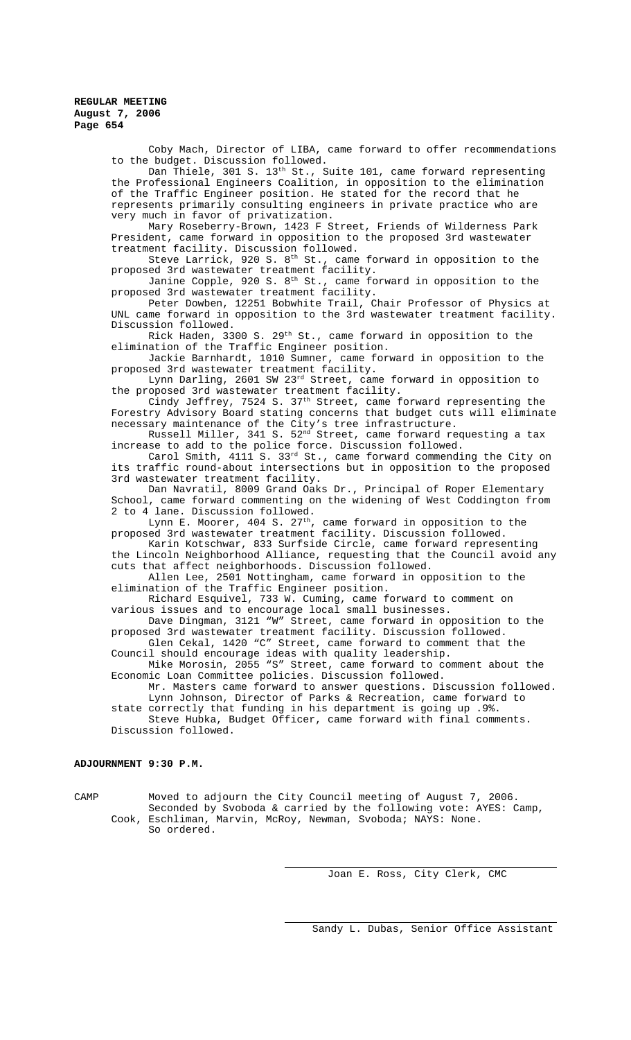Coby Mach, Director of LIBA, came forward to offer recommendations to the budget. Discussion followed.

Dan Thiele, 301 S. 13th St., Suite 101, came forward representing the Professional Engineers Coalition, in opposition to the elimination of the Traffic Engineer position. He stated for the record that he represents primarily consulting engineers in private practice who are very much in favor of privatization.

Mary Roseberry-Brown, 1423 F Street, Friends of Wilderness Park President, came forward in opposition to the proposed 3rd wastewater treatment facility. Discussion followed.

Steve Larrick, 920 S. 8th St., came forward in opposition to the proposed 3rd wastewater treatment facility.

Janine Copple, 920 S. 8th St., came forward in opposition to the proposed 3rd wastewater treatment facility.

Peter Dowben, 12251 Bobwhite Trail, Chair Professor of Physics at UNL came forward in opposition to the 3rd wastewater treatment facility. Discussion followed.

Rick Haden, 3300 S. 29th St., came forward in opposition to the elimination of the Traffic Engineer position.

Jackie Barnhardt, 1010 Sumner, came forward in opposition to the proposed 3rd wastewater treatment facility.

Lynn Darling, 2601 SW 23rd Street, came forward in opposition to the proposed 3rd wastewater treatment facility.

Cindy Jeffrey, 7524 S. 37th Street, came forward representing the Forestry Advisory Board stating concerns that budget cuts will eliminate necessary maintenance of the City's tree infrastructure.

Russell Miller, 341 S. 52nd Street, came forward requesting a tax increase to add to the police force. Discussion followed.

Carol Smith, 4111 S. 33rd St., came forward commending the City on its traffic round-about intersections but in opposition to the proposed 3rd wastewater treatment facility.

Dan Navratil, 8009 Grand Oaks Dr., Principal of Roper Elementary School, came forward commenting on the widening of West Coddington from 2 to 4 lane. Discussion followed.

Lynn E. Moorer, 404 S. 27th, came forward in opposition to the proposed 3rd wastewater treatment facility. Discussion followed.

Karin Kotschwar, 833 Surfside Circle, came forward representing the Lincoln Neighborhood Alliance, requesting that the Council avoid any cuts that affect neighborhoods. Discussion followed.

Allen Lee, 2501 Nottingham, came forward in opposition to the elimination of the Traffic Engineer position.

Richard Esquivel, 733 W. Cuming, came forward to comment on various issues and to encourage local small businesses.

Dave Dingman, 3121 "W" Street, came forward in opposition to the proposed 3rd wastewater treatment facility. Discussion followed.

Glen Cekal, 1420 "C" Street, came forward to comment that the Council should encourage ideas with quality leadership.

Mike Morosin, 2055 "S" Street, came forward to comment about the Economic Loan Committee policies. Discussion followed.

Mr. Masters came forward to answer questions. Discussion followed.

Lynn Johnson, Director of Parks & Recreation, came forward to state correctly that funding in his department is going up .9%.

Steve Hubka, Budget Officer, came forward with final comments. Discussion followed.

**ADJOURNMENT 9:30 P.M.**

CAMP Moved to adjourn the City Council meeting of August 7, 2006.
Seconded by Svoboda & carried by the following vote: AYES: Camp, Cook, Eschliman, Marvin, McRoy, Newman, Svoboda; NAYS: None.
So ordered.

Joan E. Ross, City Clerk, CMC

Sandy L. Dubas, Senior Office Assistant